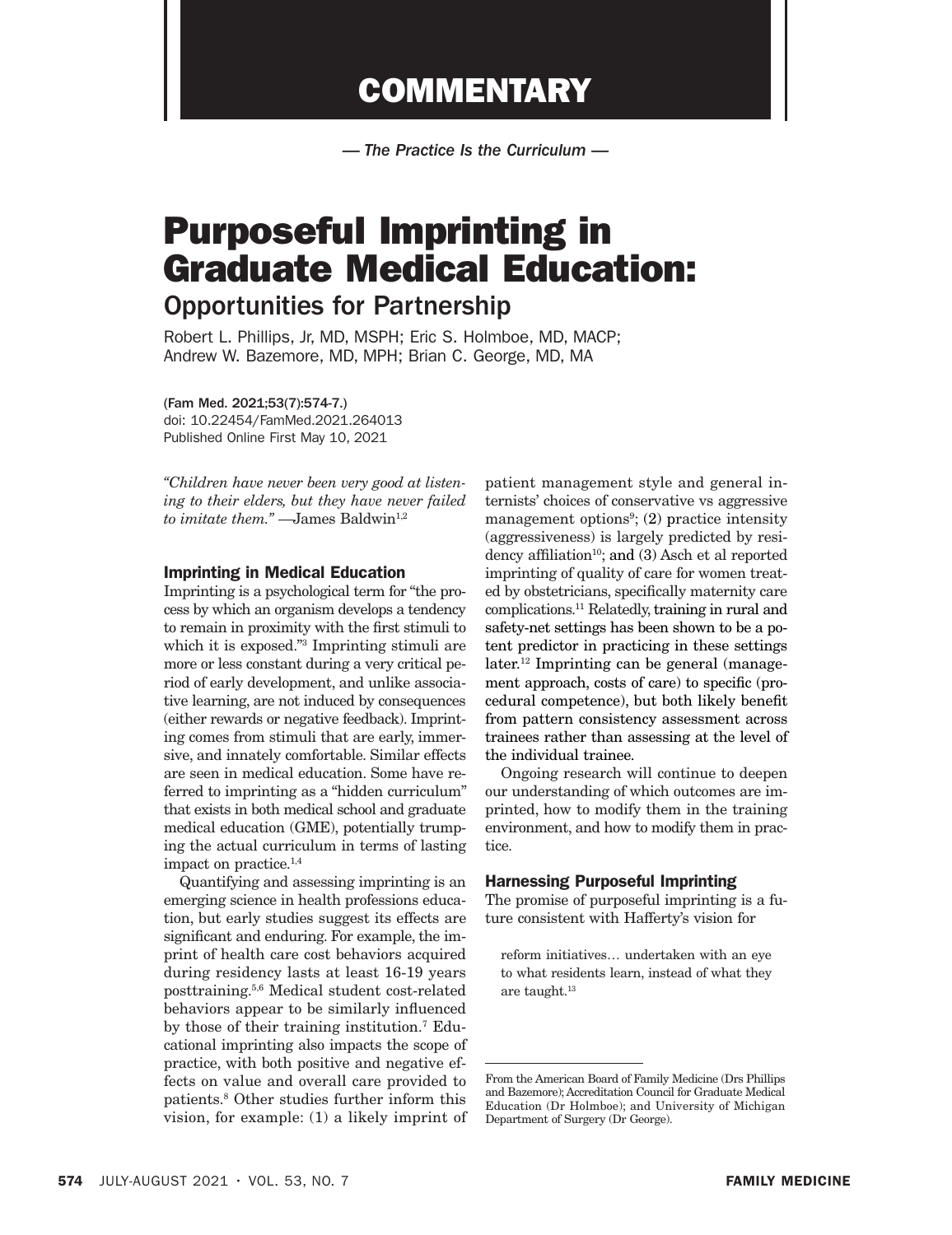COMMENTARY

*— The Practice Is the Curriculum —*

# Purposeful Imprinting in Graduate Medical Education:

## Opportunities for Partnership

Robert L. Phillips, Jr, MD, MSPH; Eric S. Holmboe, MD, MACP; Andrew W. Bazemore, MD, MPH; Brian C. George, MD, MA

(Fam Med. 2021;53(7):574-7.)
doi: 10.22454/FamMed.2021.264013
Published Online First May 10, 2021

*"Children have never been very good at listening to their elders, but they have never failed to imitate them."* —James Baldwin[1,2]

### Imprinting in Medical Education

Imprinting is a psychological term for "the process by which an organism develops a tendency to remain in proximity with the first stimuli to which it is exposed."[3] Imprinting stimuli are more or less constant during a very critical period of early development, and unlike associative learning, are not induced by consequences (either rewards or negative feedback). Imprinting comes from stimuli that are early, immersive, and innately comfortable. Similar effects are seen in medical education. Some have referred to imprinting as a "hidden curriculum" that exists in both medical school and graduate medical education (GME), potentially trumping the actual curriculum in terms of lasting impact on practice.[1,4]

Quantifying and assessing imprinting is an emerging science in health professions education, but early studies suggest its effects are significant and enduring. For example, the imprint of health care cost behaviors acquired during residency lasts at least 16-19 years posttraining.[5,6] Medical student cost-related behaviors appear to be similarly influenced by those of their training institution.[7] Educational imprinting also impacts the scope of practice, with both positive and negative effects on value and overall care provided to patients.[8] Other studies further inform this vision, for example: (1) a likely imprint of patient management style and general internists' choices of conservative vs aggressive management options[9]; (2) practice intensity (aggressiveness) is largely predicted by residency affiliation[10]; and (3) Asch et al reported imprinting of quality of care for women treated by obstetricians, specifically maternity care complications.[11] Relatedly, training in rural and safety-net settings has been shown to be a potent predictor in practicing in these settings later.[12] Imprinting can be general (management approach, costs of care) to specific (procedural competence), but both likely benefit from pattern consistency assessment across trainees rather than assessing at the level of the individual trainee.

Ongoing research will continue to deepen our understanding of which outcomes are imprinted, how to modify them in the training environment, and how to modify them in practice.

### Harnessing Purposeful Imprinting

The promise of purposeful imprinting is a future consistent with Hafferty's vision for

> reform initiatives… undertaken with an eye to what residents learn, instead of what they are taught.[13]

From the American Board of Family Medicine (Drs Phillips and Bazemore); Accreditation Council for Graduate Medical Education (Dr Holmboe); and University of Michigan Department of Surgery (Dr George).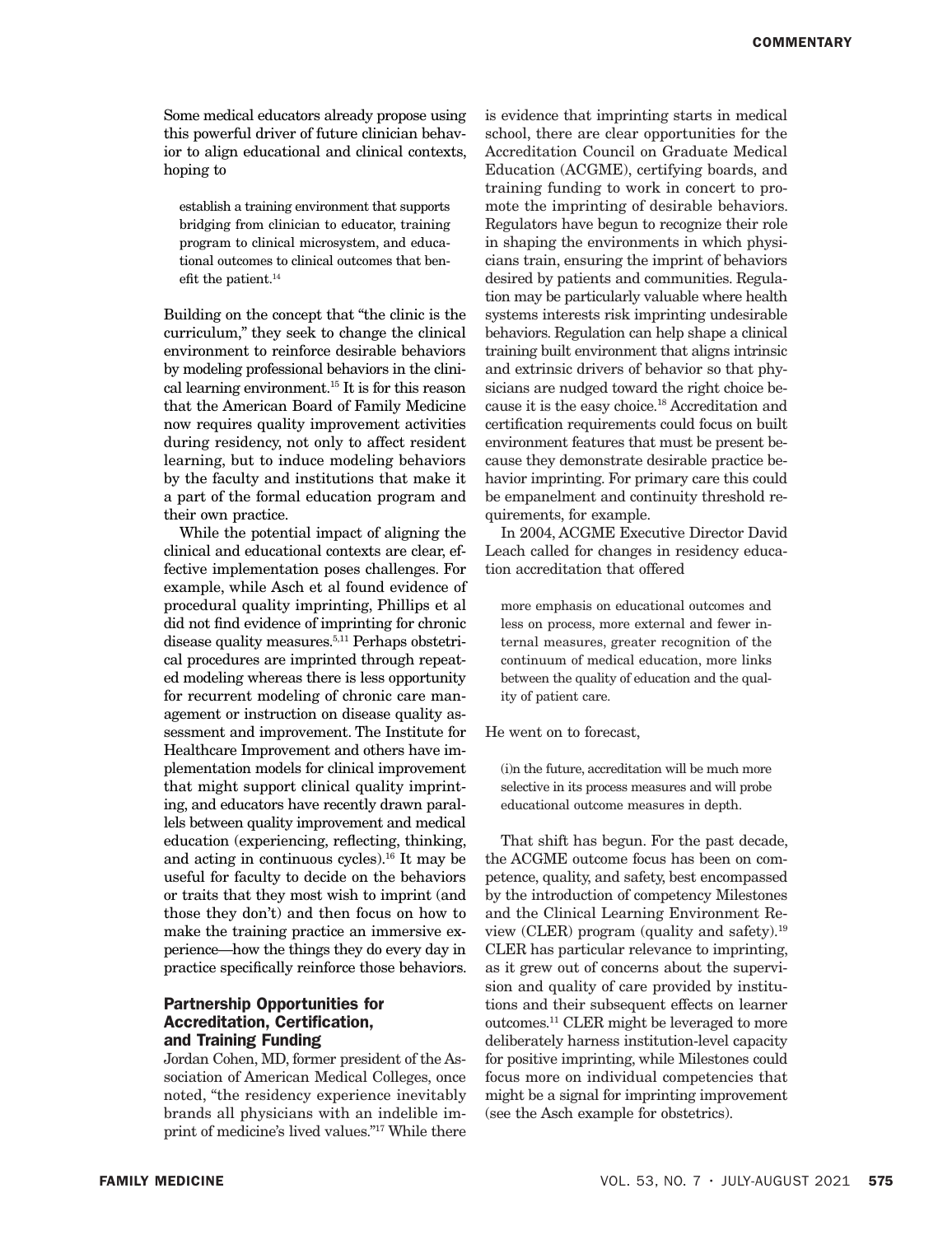Some medical educators already propose using this powerful driver of future clinician behavior to align educational and clinical contexts, hoping to

> establish a training environment that supports bridging from clinician to educator, training program to clinical microsystem, and educational outcomes to clinical outcomes that benefit the patient.[14]

Building on the concept that "the clinic is the curriculum," they seek to change the clinical environment to reinforce desirable behaviors by modeling professional behaviors in the clinical learning environment.[15] It is for this reason that the American Board of Family Medicine now requires quality improvement activities during residency, not only to affect resident learning, but to induce modeling behaviors by the faculty and institutions that make it a part of the formal education program and their own practice.

While the potential impact of aligning the clinical and educational contexts are clear, effective implementation poses challenges. For example, while Asch et al found evidence of procedural quality imprinting, Phillips et al did not find evidence of imprinting for chronic disease quality measures.[5,11] Perhaps obstetrical procedures are imprinted through repeated modeling whereas there is less opportunity for recurrent modeling of chronic care management or instruction on disease quality assessment and improvement. The Institute for Healthcare Improvement and others have implementation models for clinical improvement that might support clinical quality imprinting, and educators have recently drawn parallels between quality improvement and medical education (experiencing, reflecting, thinking, and acting in continuous cycles).[16] It may be useful for faculty to decide on the behaviors or traits that they most wish to imprint (and those they don't) and then focus on how to make the training practice an immersive experience—how the things they do every day in practice specifically reinforce those behaviors.

## Partnership Opportunities for Accreditation, Certification, and Training Funding

Jordan Cohen, MD, former president of the Association of American Medical Colleges, once noted, "the residency experience inevitably brands all physicians with an indelible imprint of medicine's lived values."[17] While there is evidence that imprinting starts in medical school, there are clear opportunities for the Accreditation Council on Graduate Medical Education (ACGME), certifying boards, and training funding to work in concert to promote the imprinting of desirable behaviors. Regulators have begun to recognize their role in shaping the environments in which physicians train, ensuring the imprint of behaviors desired by patients and communities. Regulation may be particularly valuable where health systems interests risk imprinting undesirable behaviors. Regulation can help shape a clinical training built environment that aligns intrinsic and extrinsic drivers of behavior so that physicians are nudged toward the right choice because it is the easy choice.[18] Accreditation and certification requirements could focus on built environment features that must be present because they demonstrate desirable practice behavior imprinting. For primary care this could be empanelment and continuity threshold requirements, for example.

In 2004, ACGME Executive Director David Leach called for changes in residency education accreditation that offered

> more emphasis on educational outcomes and less on process, more external and fewer internal measures, greater recognition of the continuum of medical education, more links between the quality of education and the quality of patient care.

He went on to forecast,

> (i)n the future, accreditation will be much more selective in its process measures and will probe educational outcome measures in depth.

That shift has begun. For the past decade, the ACGME outcome focus has been on competence, quality, and safety, best encompassed by the introduction of competency Milestones and the Clinical Learning Environment Review (CLER) program (quality and safety).[19] CLER has particular relevance to imprinting, as it grew out of concerns about the supervision and quality of care provided by institutions and their subsequent effects on learner outcomes.[11] CLER might be leveraged to more deliberately harness institution-level capacity for positive imprinting, while Milestones could focus more on individual competencies that might be a signal for imprinting improvement (see the Asch example for obstetrics).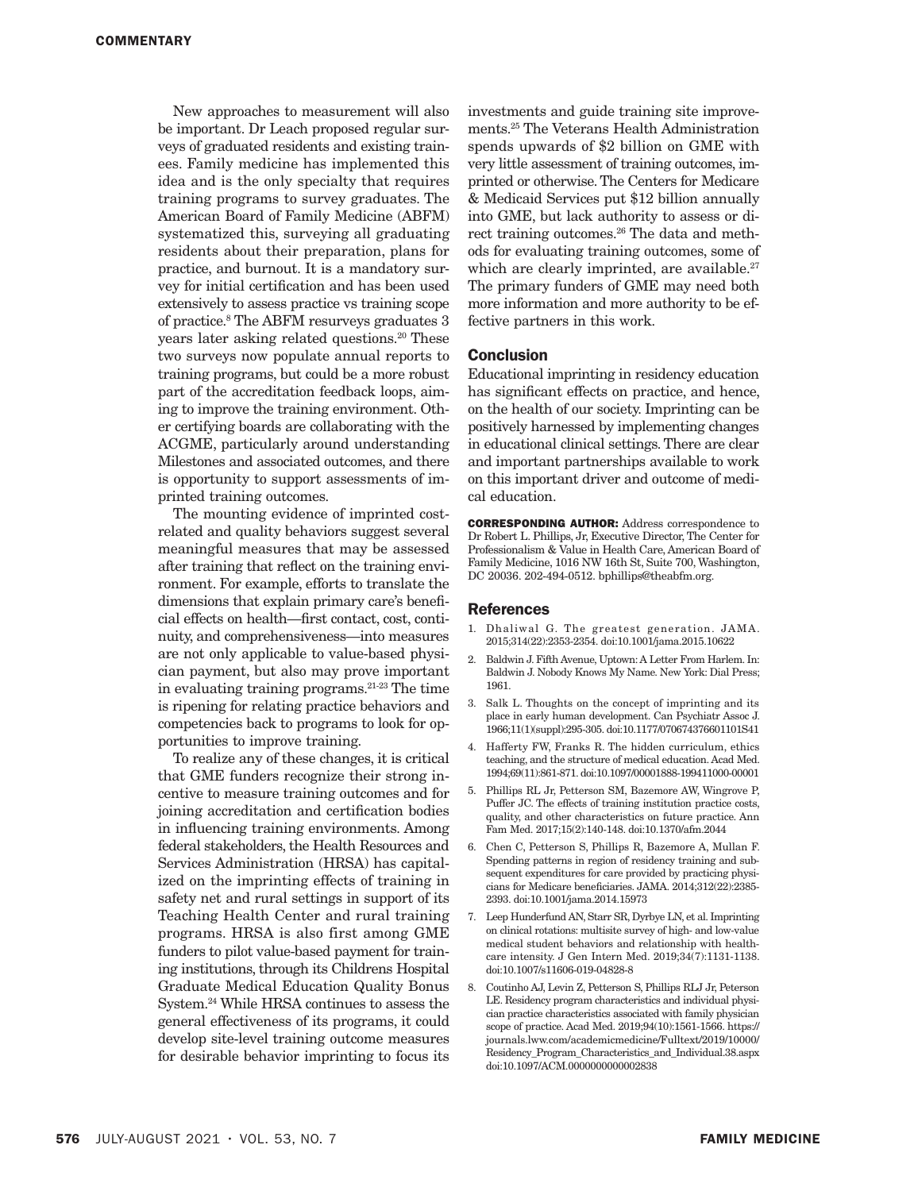New approaches to measurement will also be important. Dr Leach proposed regular surveys of graduated residents and existing trainees. Family medicine has implemented this idea and is the only specialty that requires training programs to survey graduates. The American Board of Family Medicine (ABFM) systematized this, surveying all graduating residents about their preparation, plans for practice, and burnout. It is a mandatory survey for initial certification and has been used extensively to assess practice vs training scope of practice.[8] The ABFM resurveys graduates 3 years later asking related questions.[20] These two surveys now populate annual reports to training programs, but could be a more robust part of the accreditation feedback loops, aiming to improve the training environment. Other certifying boards are collaborating with the ACGME, particularly around understanding Milestones and associated outcomes, and there is opportunity to support assessments of imprinted training outcomes.

The mounting evidence of imprinted cost-related and quality behaviors suggest several meaningful measures that may be assessed after training that reflect on the training environment. For example, efforts to translate the dimensions that explain primary care's beneficial effects on health—first contact, cost, continuity, and comprehensiveness—into measures are not only applicable to value-based physician payment, but also may prove important in evaluating training programs.[21-23] The time is ripening for relating practice behaviors and competencies back to programs to look for opportunities to improve training.

To realize any of these changes, it is critical that GME funders recognize their strong incentive to measure training outcomes and for joining accreditation and certification bodies in influencing training environments. Among federal stakeholders, the Health Resources and Services Administration (HRSA) has capitalized on the imprinting effects of training in safety net and rural settings in support of its Teaching Health Center and rural training programs. HRSA is also first among GME funders to pilot value-based payment for training institutions, through its Childrens Hospital Graduate Medical Education Quality Bonus System.[24] While HRSA continues to assess the general effectiveness of its programs, it could develop site-level training outcome measures for desirable behavior imprinting to focus its investments and guide training site improvements.[25] The Veterans Health Administration spends upwards of $2 billion on GME with very little assessment of training outcomes, imprinted or otherwise. The Centers for Medicare & Medicaid Services put $12 billion annually into GME, but lack authority to assess or direct training outcomes.[26] The data and methods for evaluating training outcomes, some of which are clearly imprinted, are available.[27] The primary funders of GME may need both more information and more authority to be effective partners in this work.

## Conclusion

Educational imprinting in residency education has significant effects on practice, and hence, on the health of our society. Imprinting can be positively harnessed by implementing changes in educational clinical settings. There are clear and important partnerships available to work on this important driver and outcome of medical education.

**CORRESPONDING AUTHOR:** Address correspondence to Dr Robert L. Phillips, Jr, Executive Director, The Center for Professionalism & Value in Health Care, American Board of Family Medicine, 1016 NW 16th St, Suite 700, Washington, DC 20036. 202-494-0512. bphillips@theabfm.org.

## References

1. Dhaliwal G. The greatest generation. JAMA. 2015;314(22):2353-2354. doi:10.1001/jama.2015.10622
2. Baldwin J. Fifth Avenue, Uptown: A Letter From Harlem. In: Baldwin J. Nobody Knows My Name. New York: Dial Press; 1961.
3. Salk L. Thoughts on the concept of imprinting and its place in early human development. Can Psychiatr Assoc J. 1966;11(1)(suppl):295-305. doi:10.1177/070674376601101S41
4. Hafferty FW, Franks R. The hidden curriculum, ethics teaching, and the structure of medical education. Acad Med. 1994;69(11):861-871. doi:10.1097/00001888-199411000-00001
5. Phillips RL Jr, Petterson SM, Bazemore AW, Wingrove P, Puffer JC. The effects of training institution practice costs, quality, and other characteristics on future practice. Ann Fam Med. 2017;15(2):140-148. doi:10.1370/afm.2044
6. Chen C, Petterson S, Phillips R, Bazemore A, Mullan F. Spending patterns in region of residency training and subsequent expenditures for care provided by practicing physicians for Medicare beneficiaries. JAMA. 2014;312(22):2385-2393. doi:10.1001/jama.2014.15973
7. Leep Hunderfund AN, Starr SR, Dyrbye LN, et al. Imprinting on clinical rotations: multisite survey of high- and low-value medical student behaviors and relationship with healthcare intensity. J Gen Intern Med. 2019;34(7):1131-1138. doi:10.1007/s11606-019-04828-8
8. Coutinho AJ, Levin Z, Petterson S, Phillips RLJ Jr, Peterson LE. Residency program characteristics and individual physician practice characteristics associated with family physician scope of practice. Acad Med. 2019;94(10):1561-1566. https://journals.lww.com/academicmedicine/Fulltext/2019/10000/Residency_Program_Characteristics_and_Individual.38.aspx doi:10.1097/ACM.0000000000002838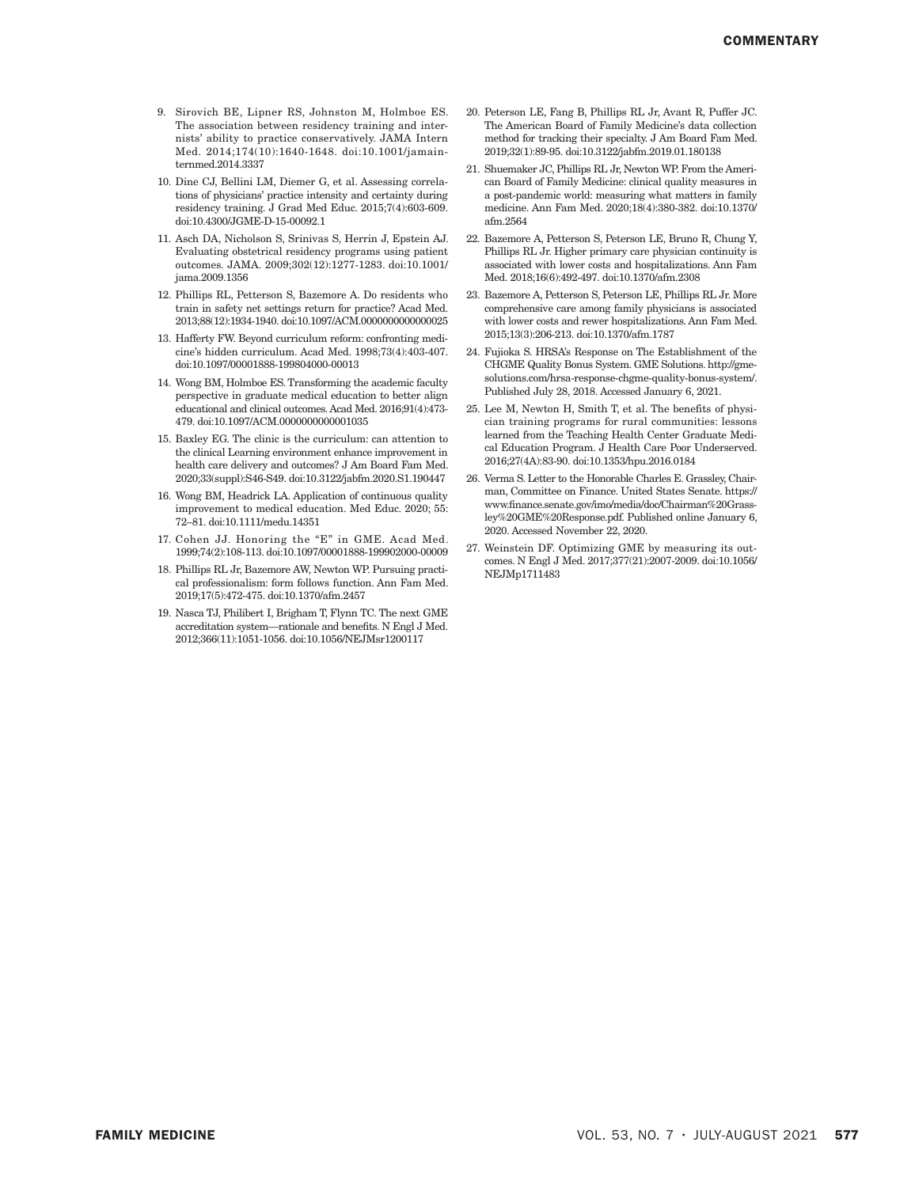9. Sirovich BE, Lipner RS, Johnston M, Holmboe ES. The association between residency training and internists' ability to practice conservatively. JAMA Intern Med. 2014;174(10):1640-1648. doi:10.1001/jamainternmed.2014.3337
10. Dine CJ, Bellini LM, Diemer G, et al. Assessing correlations of physicians' practice intensity and certainty during residency training. J Grad Med Educ. 2015;7(4):603-609. doi:10.4300/JGME-D-15-00092.1
11. Asch DA, Nicholson S, Srinivas S, Herrin J, Epstein AJ. Evaluating obstetrical residency programs using patient outcomes. JAMA. 2009;302(12):1277-1283. doi:10.1001/jama.2009.1356
12. Phillips RL, Petterson S, Bazemore A. Do residents who train in safety net settings return for practice? Acad Med. 2013;88(12):1934-1940. doi:10.1097/ACM.0000000000000025
13. Hafferty FW. Beyond curriculum reform: confronting medicine's hidden curriculum. Acad Med. 1998;73(4):403-407. doi:10.1097/00001888-199804000-00013
14. Wong BM, Holmboe ES. Transforming the academic faculty perspective in graduate medical education to better align educational and clinical outcomes. Acad Med. 2016;91(4):473-479. doi:10.1097/ACM.0000000000001035
15. Baxley EG. The clinic is the curriculum: can attention to the clinical Learning environment enhance improvement in health care delivery and outcomes? J Am Board Fam Med. 2020;33(suppl):S46-S49. doi:10.3122/jabfm.2020.S1.190447
16. Wong BM, Headrick LA. Application of continuous quality improvement to medical education. Med Educ. 2020; 55: 72–81. doi:10.1111/medu.14351
17. Cohen JJ. Honoring the "E" in GME. Acad Med. 1999;74(2):108-113. doi:10.1097/00001888-199902000-00009
18. Phillips RL Jr, Bazemore AW, Newton WP. Pursuing practical professionalism: form follows function. Ann Fam Med. 2019;17(5):472-475. doi:10.1370/afm.2457
19. Nasca TJ, Philibert I, Brigham T, Flynn TC. The next GME accreditation system—rationale and benefits. N Engl J Med. 2012;366(11):1051-1056. doi:10.1056/NEJMsr1200117
20. Peterson LE, Fang B, Phillips RL Jr, Avant R, Puffer JC. The American Board of Family Medicine's data collection method for tracking their specialty. J Am Board Fam Med. 2019;32(1):89-95. doi:10.3122/jabfm.2019.01.180138
21. Shuemaker JC, Phillips RL Jr, Newton WP. From the American Board of Family Medicine: clinical quality measures in a post-pandemic world: measuring what matters in family medicine. Ann Fam Med. 2020;18(4):380-382. doi:10.1370/afm.2564
22. Bazemore A, Petterson S, Peterson LE, Bruno R, Chung Y, Phillips RL Jr. Higher primary care physician continuity is associated with lower costs and hospitalizations. Ann Fam Med. 2018;16(6):492-497. doi:10.1370/afm.2308
23. Bazemore A, Petterson S, Peterson LE, Phillips RL Jr. More comprehensive care among family physicians is associated with lower costs and rewer hospitalizations. Ann Fam Med. 2015;13(3):206-213. doi:10.1370/afm.1787
24. Fujioka S. HRSA's Response on The Establishment of the CHGME Quality Bonus System. GME Solutions. http://gmesolutions.com/hrsa-response-chgme-quality-bonus-system/. Published July 28, 2018. Accessed January 6, 2021.
25. Lee M, Newton H, Smith T, et al. The benefits of physician training programs for rural communities: lessons learned from the Teaching Health Center Graduate Medical Education Program. J Health Care Poor Underserved. 2016;27(4A):83-90. doi:10.1353/hpu.2016.0184
26. Verma S. Letter to the Honorable Charles E. Grassley, Chairman, Committee on Finance. United States Senate. https://www.finance.senate.gov/imo/media/doc/Chairman%20Grassley%20GME%20Response.pdf. Published online January 6, 2020. Accessed November 22, 2020.
27. Weinstein DF. Optimizing GME by measuring its outcomes. N Engl J Med. 2017;377(21):2007-2009. doi:10.1056/NEJMp1711483